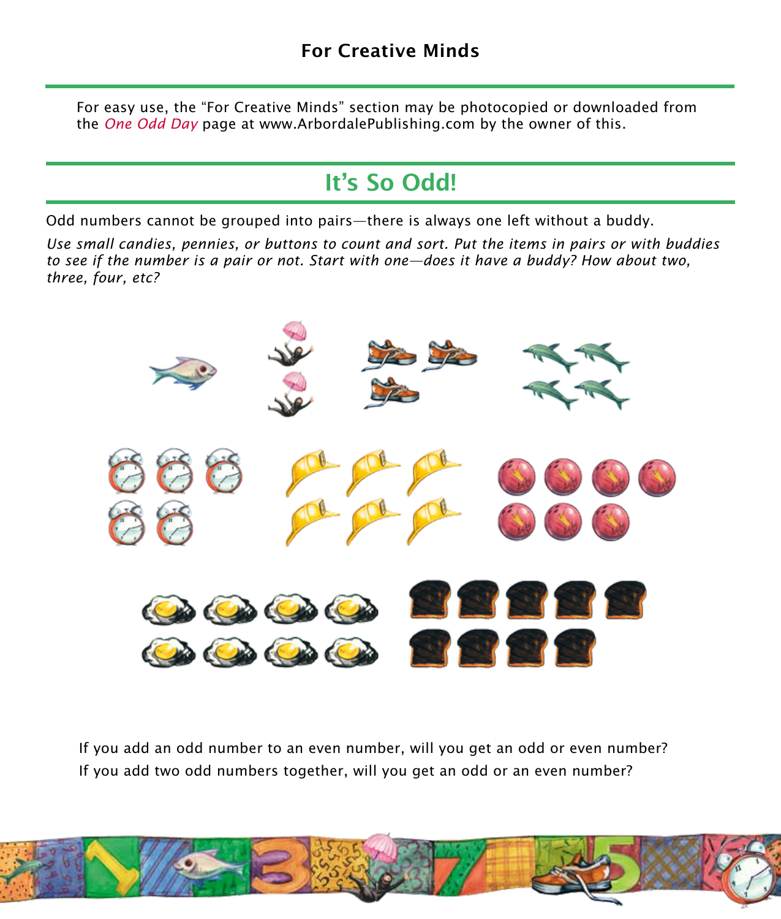## For Creative Minds

For easy use, the "For Creative Minds" section may be photocopied or downloaded from the *One Odd Day* page at www.ArbordalePublishing.com by the owner of this.

# It's So Odd!

Odd numbers cannot be grouped into pairs—there is always one left without a buddy.

*Use small candies, pennies, or buttons to count and sort. Put the items in pairs or with buddies to see if the number is a pair or not. Start with one—does it have a buddy? How about two, three, four, etc?*

If you add an odd number to an even number, will you get an odd or even number?

If you add two odd numbers together, will you get an odd or an even number?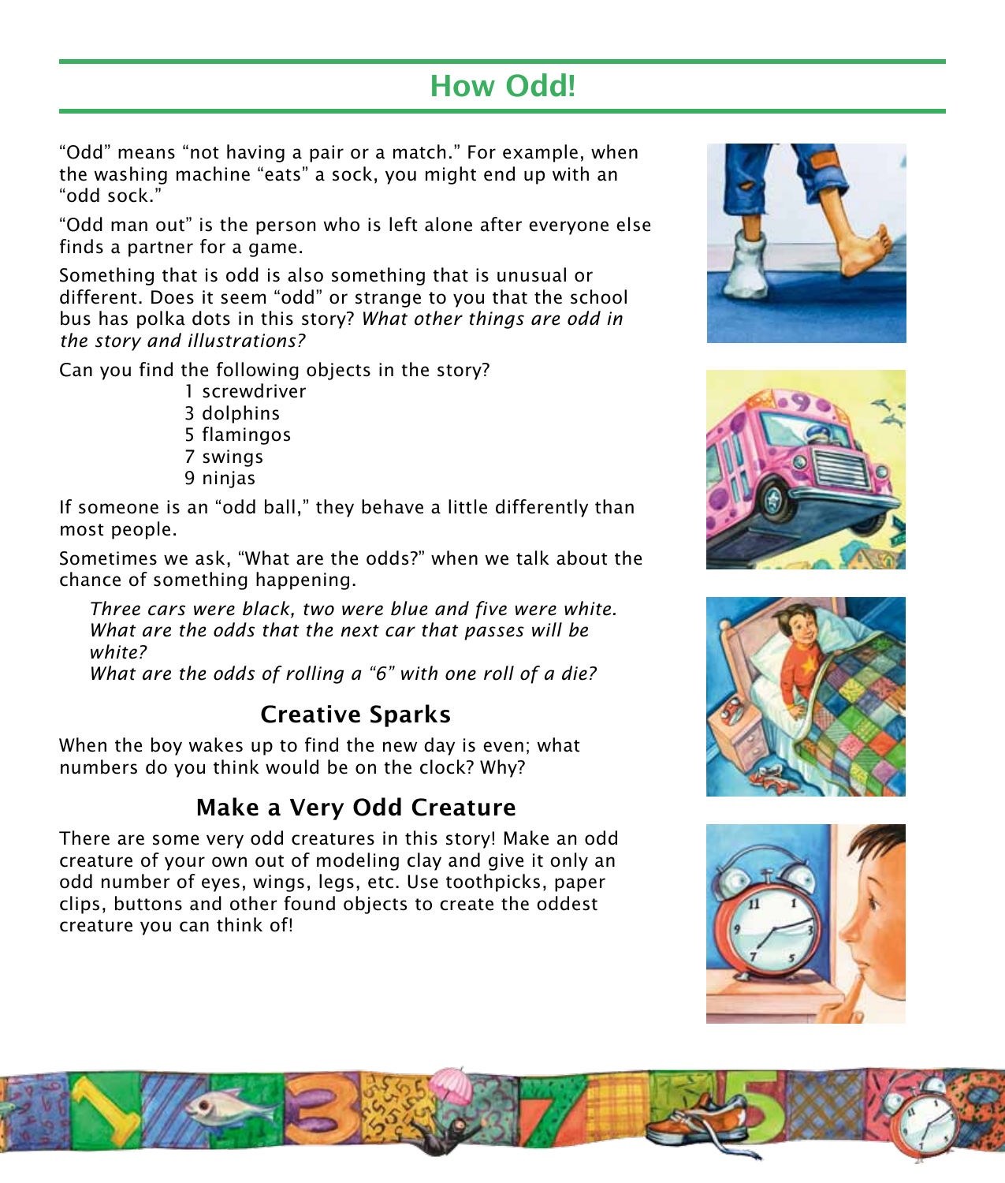# How Odd!

"Odd" means "not having a pair or a match." For example, when the washing machine "eats" a sock, you might end up with an "odd sock."

"Odd man out" is the person who is left alone after everyone else finds a partner for a game.

Something that is odd is also something that is unusual or different. Does it seem "odd" or strange to you that the school bus has polka dots in this story? *What other things are odd in the story and illustrations?*

Can you find the following objects in the story?

- 1 screwdriver
- 3 dolphins
- 5 flamingos
- 7 swings
- 9 ninjas

If someone is an "odd ball," they behave a little differently than most people.

Sometimes we ask, "What are the odds?" when we talk about the chance of something happening.

*Three cars were black, two were blue and five were white. What are the odds that the next car that passes will be white?*

*What are the odds of rolling a "6" with one roll of a die?*

## Creative Sparks

When the boy wakes up to find the new day is even; what numbers do you think would be on the clock? Why?

## Make a Very Odd Creature

There are some very odd creatures in this story! Make an odd creature of your own out of modeling clay and give it only an odd number of eyes, wings, legs, etc. Use toothpicks, paper clips, buttons and other found objects to create the oddest creature you can think of!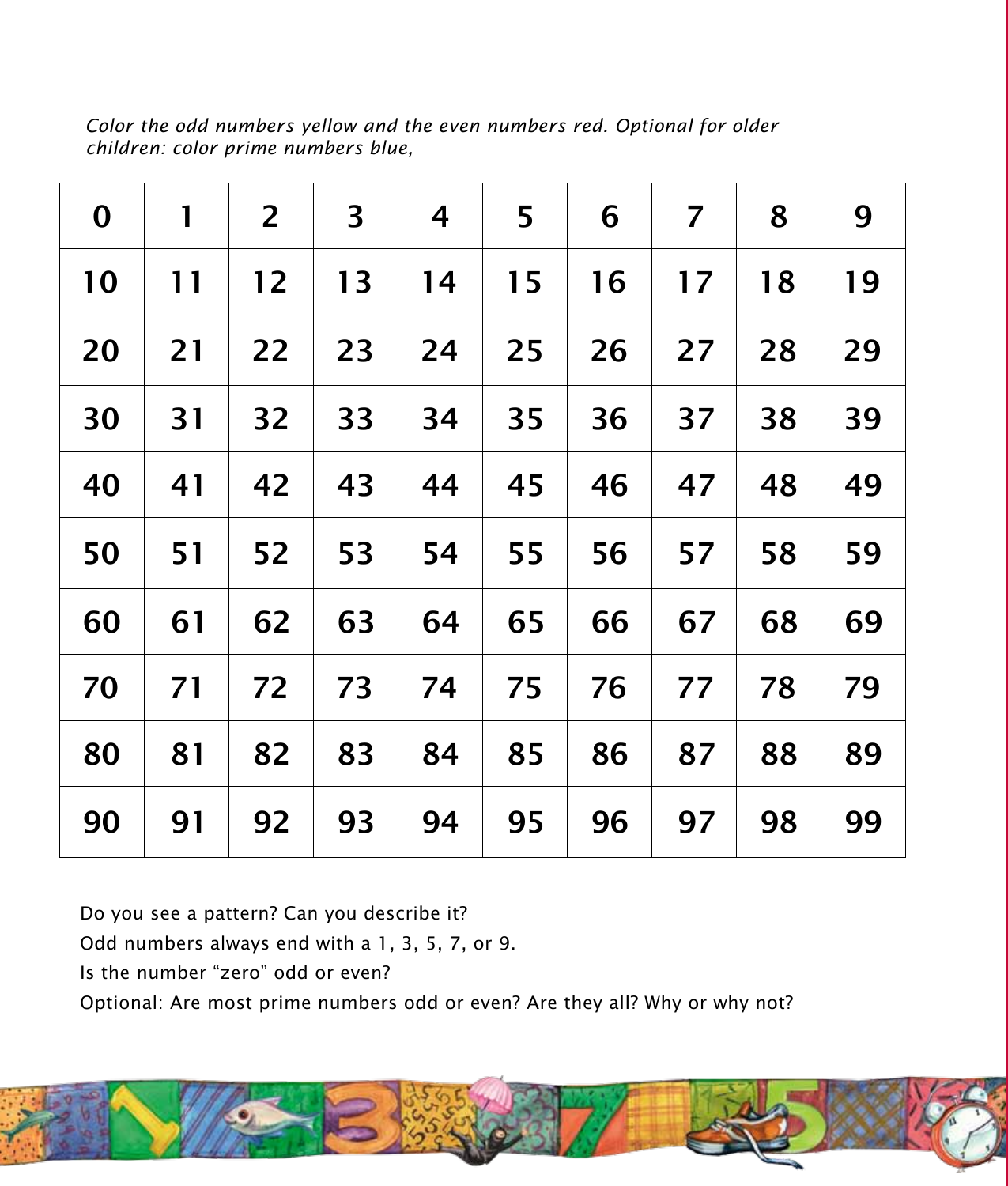*Color the odd numbers yellow and the even numbers red. Optional for older children: color prime numbers blue,*

| | | | | | | | | | |
|---|---|---|---|---|---|---|---|---|---|
| 0 | 1 | 2 | 3 | 4 | 5 | 6 | 7 | 8 | 9 |
| 10 | 11 | 12 | 13 | 14 | 15 | 16 | 17 | 18 | 19 |
| 20 | 21 | 22 | 23 | 24 | 25 | 26 | 27 | 28 | 29 |
| 30 | 31 | 32 | 33 | 34 | 35 | 36 | 37 | 38 | 39 |
| 40 | 41 | 42 | 43 | 44 | 45 | 46 | 47 | 48 | 49 |
| 50 | 51 | 52 | 53 | 54 | 55 | 56 | 57 | 58 | 59 |
| 60 | 61 | 62 | 63 | 64 | 65 | 66 | 67 | 68 | 69 |
| 70 | 71 | 72 | 73 | 74 | 75 | 76 | 77 | 78 | 79 |
| 80 | 81 | 82 | 83 | 84 | 85 | 86 | 87 | 88 | 89 |
| 90 | 91 | 92 | 93 | 94 | 95 | 96 | 97 | 98 | 99 |

Do you see a pattern? Can you describe it?

Odd numbers always end with a 1, 3, 5, 7, or 9.

Is the number "zero" odd or even?

Optional: Are most prime numbers odd or even? Are they all? Why or why not?